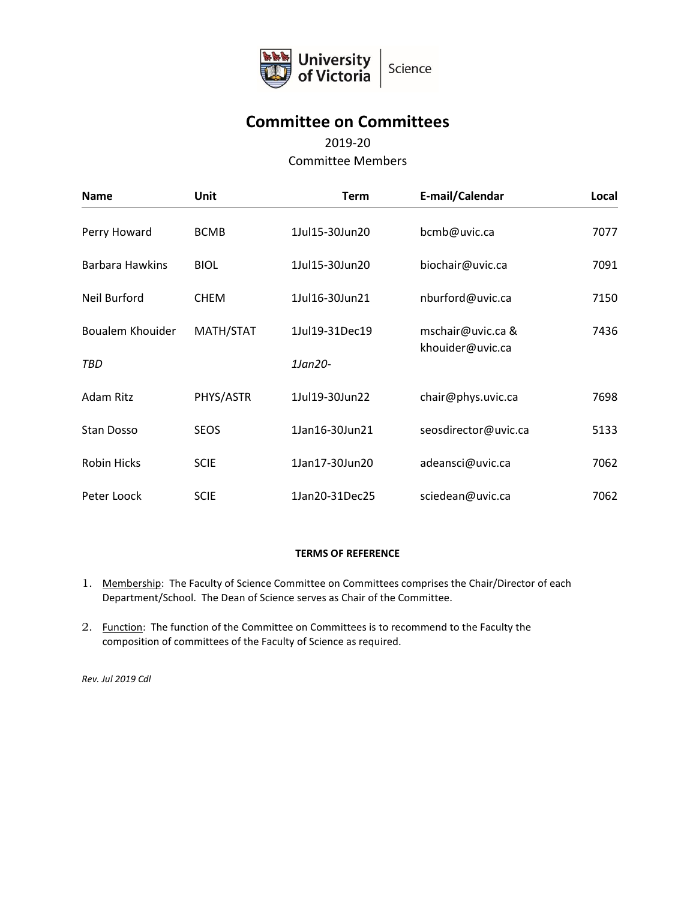# Committee on Committees

2019-20

Committee Members

| Name | Unit | Term | E-mail/Calendar | Local |
|---|---|---|---|---|
| Perry Howard | BCMB | 1Jul15-30Jun20 | bcmb@uvic.ca | 7077 |
| Barbara Hawkins | BIOL | 1Jul15-30Jun20 | biochair@uvic.ca | 7091 |
| Neil Burford | CHEM | 1Jul16-30Jun21 | nburford@uvic.ca | 7150 |
| Boualem Khouider | MATH/STAT | 1Jul19-31Dec19 | mschair@uvic.ca & khouider@uvic.ca | 7436 |
| *TBD* | | *1Jan20-* | | |
| Adam Ritz | PHYS/ASTR | 1Jul19-30Jun22 | chair@phys.uvic.ca | 7698 |
| Stan Dosso | SEOS | 1Jan16-30Jun21 | seosdirector@uvic.ca | 5133 |
| Robin Hicks | SCIE | 1Jan17-30Jun20 | adeansci@uvic.ca | 7062 |
| Peter Loock | SCIE | 1Jan20-31Dec25 | sciedean@uvic.ca | 7062 |

**TERMS OF REFERENCE**

1. Membership: The Faculty of Science Committee on Committees comprises the Chair/Director of each Department/School. The Dean of Science serves as Chair of the Committee.

2. Function: The function of the Committee on Committees is to recommend to the Faculty the composition of committees of the Faculty of Science as required.

*Rev. Jul 2019 Cdl*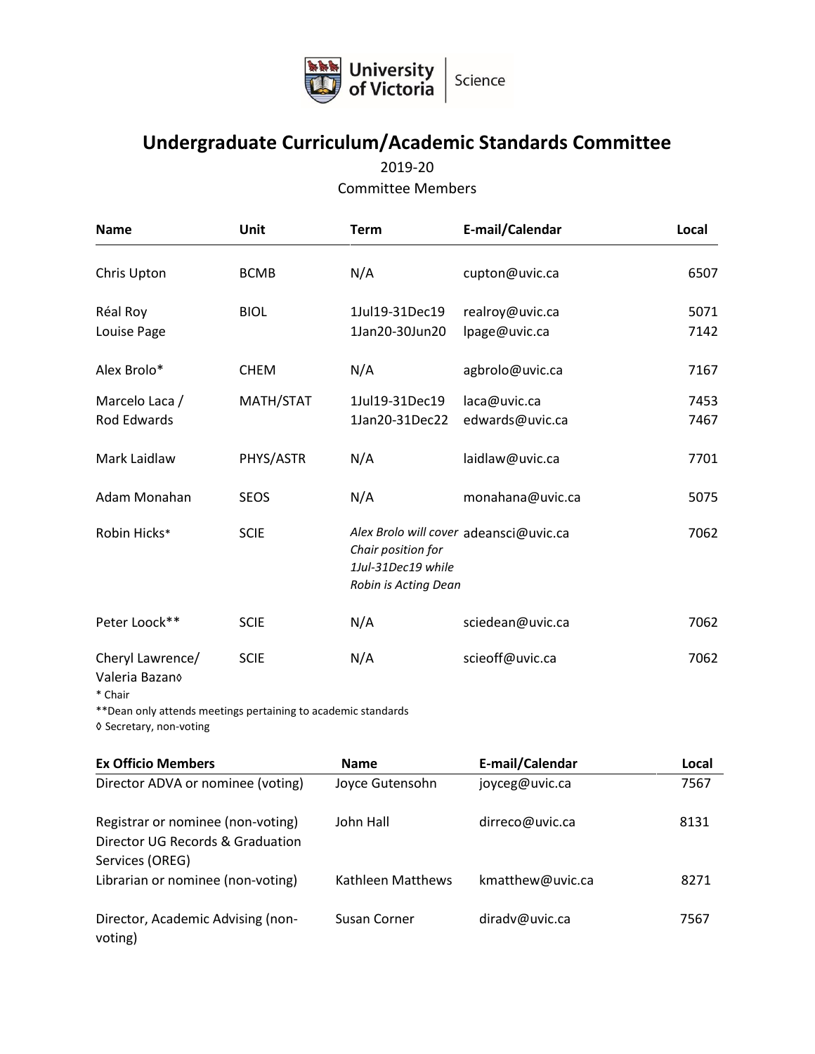# Undergraduate Curriculum/Academic Standards Committee

2019-20

Committee Members

| Name | Unit | Term | E-mail/Calendar | Local |
|---|---|---|---|---|
| Chris Upton | BCMB | N/A | cupton@uvic.ca | 6507 |
| Réal Roy | BIOL | 1Jul19-31Dec19 | realroy@uvic.ca | 5071 |
| Louise Page | | 1Jan20-30Jun20 | lpage@uvic.ca | 7142 |
| Alex Brolo* | CHEM | N/A | agbrolo@uvic.ca | 7167 |
| Marcelo Laca / | MATH/STAT | 1Jul19-31Dec19 | laca@uvic.ca | 7453 |
| Rod Edwards | | 1Jan20-31Dec22 | edwards@uvic.ca | 7467 |
| Mark Laidlaw | PHYS/ASTR | N/A | laidlaw@uvic.ca | 7701 |
| Adam Monahan | SEOS | N/A | monahana@uvic.ca | 5075 |
| Robin Hicks* | SCIE | *Alex Brolo will cover Chair position for 1Jul-31Dec19 while Robin is Acting Dean* | adeansci@uvic.ca | 7062 |
| Peter Loock** | SCIE | N/A | sciedean@uvic.ca | 7062 |
| Cheryl Lawrence/ Valeria Bazan◊ | SCIE | N/A | scieoff@uvic.ca | 7062 |

\* Chair

\*\*Dean only attends meetings pertaining to academic standards

◊ Secretary, non-voting

| Ex Officio Members | Name | E-mail/Calendar | Local |
|---|---|---|---|
| Director ADVA or nominee (voting) | Joyce Gutensohn | joyceg@uvic.ca | 7567 |
| Registrar or nominee (non-voting) Director UG Records & Graduation Services (OREG) | John Hall | dirreco@uvic.ca | 8131 |
| Librarian or nominee (non-voting) | Kathleen Matthews | kmatthew@uvic.ca | 8271 |
| Director, Academic Advising (non-voting) | Susan Corner | diradv@uvic.ca | 7567 |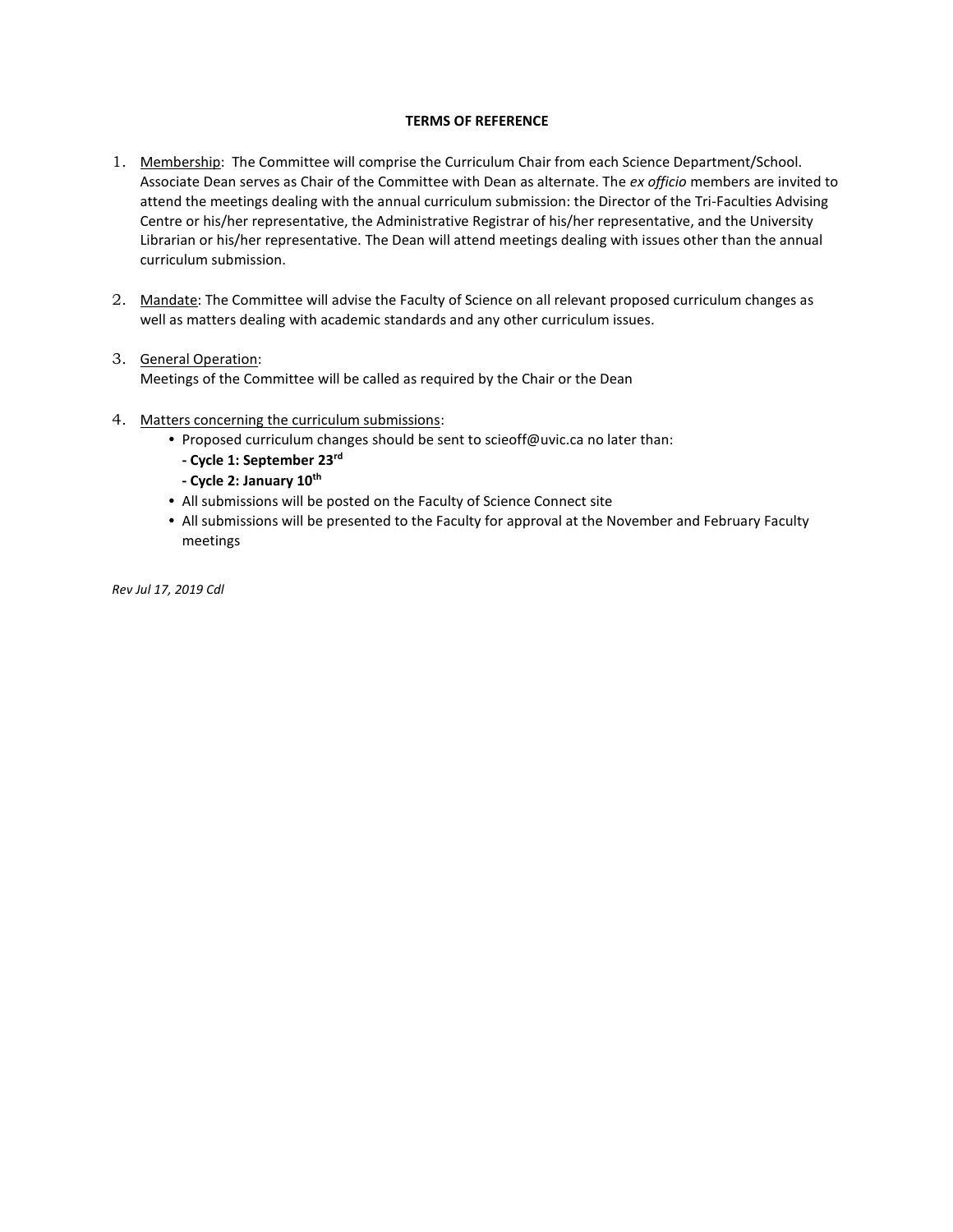**TERMS OF REFERENCE**

1. Membership: The Committee will comprise the Curriculum Chair from each Science Department/School. Associate Dean serves as Chair of the Committee with Dean as alternate. The *ex officio* members are invited to attend the meetings dealing with the annual curriculum submission: the Director of the Tri-Faculties Advising Centre or his/her representative, the Administrative Registrar of his/her representative, and the University Librarian or his/her representative. The Dean will attend meetings dealing with issues other than the annual curriculum submission.

2. Mandate: The Committee will advise the Faculty of Science on all relevant proposed curriculum changes as well as matters dealing with academic standards and any other curriculum issues.

3. General Operation:
   Meetings of the Committee will be called as required by the Chair or the Dean

4. Matters concerning the curriculum submissions:
   - Proposed curriculum changes should be sent to scieoff@uvic.ca no later than:
     **- Cycle 1: September 23rd**
     **- Cycle 2: January 10th**
   - All submissions will be posted on the Faculty of Science Connect site
   - All submissions will be presented to the Faculty for approval at the November and February Faculty meetings

*Rev Jul 17, 2019 Cdl*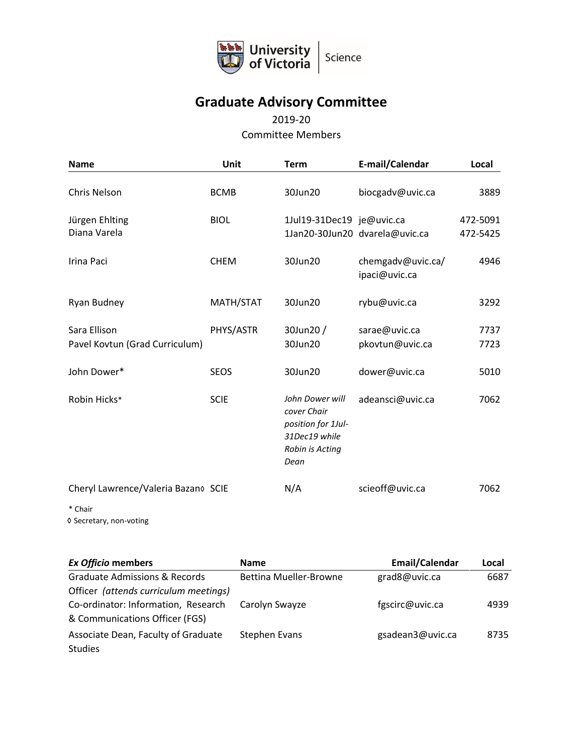# Graduate Advisory Committee

2019-20

Committee Members

| Name | Unit | Term | E-mail/Calendar | Local |
|---|---|---|---|---|
| Chris Nelson | BCMB | 30Jun20 | biocgadv@uvic.ca | 3889 |
| Jürgen Ehlting<br>Diana Varela | BIOL | 1Jul19-31Dec19<br>1Jan20-30Jun20 | je@uvic.ca<br>dvarela@uvic.ca | 472-5091<br>472-5425 |
| Irina Paci | CHEM | 30Jun20 | chemgadv@uvic.ca/<br>ipaci@uvic.ca | 4946 |
| Ryan Budney | MATH/STAT | 30Jun20 | rybu@uvic.ca | 3292 |
| Sara Ellison<br>Pavel Kovtun (Grad Curriculum) | PHYS/ASTR | 30Jun20 /<br>30Jun20 | sarae@uvic.ca<br>pkovtun@uvic.ca | 7737<br>7723 |
| John Dower* | SEOS | 30Jun20 | dower@uvic.ca | 5010 |
| Robin Hicks* | SCIE | *John Dower will cover Chair position for 1Jul-31Dec19 while Robin is Acting Dean* | adeansci@uvic.ca | 7062 |
| Cheryl Lawrence/Valeria Bazan◊ | SCIE | N/A | scieoff@uvic.ca | 7062 |

\* Chair

◊ Secretary, non-voting

| *Ex Officio* members | Name | Email/Calendar | Local |
|---|---|---|---|
| Graduate Admissions & Records Officer *(attends curriculum meetings)* | Bettina Mueller-Browne | grad8@uvic.ca | 6687 |
| Co-ordinator: Information, Research & Communications Officer (FGS) | Carolyn Swayze | fgscirc@uvic.ca | 4939 |
| Associate Dean, Faculty of Graduate Studies | Stephen Evans | gsadean3@uvic.ca | 8735 |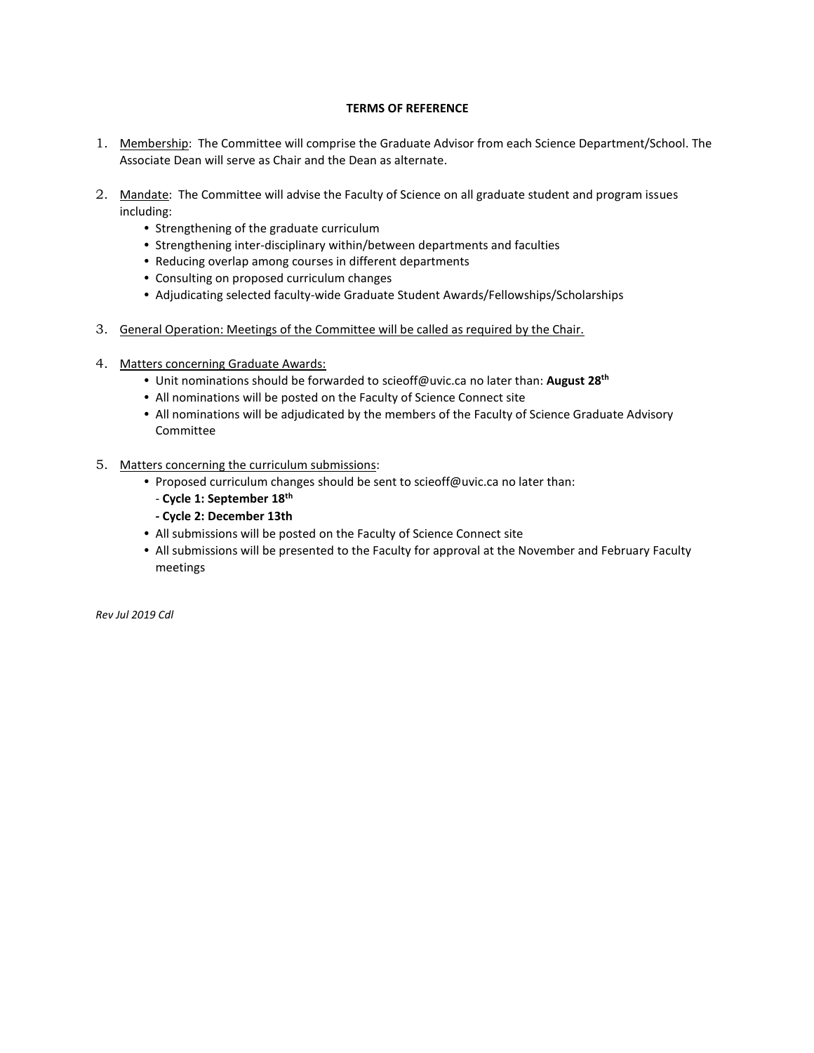## TERMS OF REFERENCE

1. Membership: The Committee will comprise the Graduate Advisor from each Science Department/School. The Associate Dean will serve as Chair and the Dean as alternate.

2. Mandate: The Committee will advise the Faculty of Science on all graduate student and program issues including:
   - Strengthening of the graduate curriculum
   - Strengthening inter-disciplinary within/between departments and faculties
   - Reducing overlap among courses in different departments
   - Consulting on proposed curriculum changes
   - Adjudicating selected faculty-wide Graduate Student Awards/Fellowships/Scholarships

3. General Operation: Meetings of the Committee will be called as required by the Chair.

4. Matters concerning Graduate Awards:
   - Unit nominations should be forwarded to scieoff@uvic.ca no later than: **August 28th**
   - All nominations will be posted on the Faculty of Science Connect site
   - All nominations will be adjudicated by the members of the Faculty of Science Graduate Advisory Committee

5. Matters concerning the curriculum submissions:
   - Proposed curriculum changes should be sent to scieoff@uvic.ca no later than:
     - **Cycle 1: September 18th**
     - **Cycle 2: December 13th**
   - All submissions will be posted on the Faculty of Science Connect site
   - All submissions will be presented to the Faculty for approval at the November and February Faculty meetings

*Rev Jul 2019 Cdl*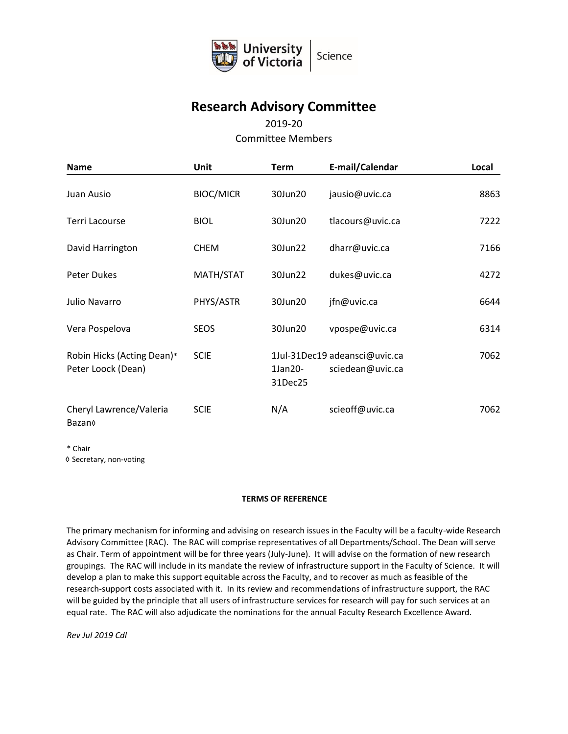University of Victoria | Science

# Research Advisory Committee

2019-20

Committee Members

| Name | Unit | Term | E-mail/Calendar | Local |
|---|---|---|---|---|
| Juan Ausio | BIOC/MICR | 30Jun20 | jausio@uvic.ca | 8863 |
| Terri Lacourse | BIOL | 30Jun20 | tlacours@uvic.ca | 7222 |
| David Harrington | CHEM | 30Jun22 | dharr@uvic.ca | 7166 |
| Peter Dukes | MATH/STAT | 30Jun22 | dukes@uvic.ca | 4272 |
| Julio Navarro | PHYS/ASTR | 30Jun20 | jfn@uvic.ca | 6644 |
| Vera Pospelova | SEOS | 30Jun20 | vpospe@uvic.ca | 6314 |
| Robin Hicks (Acting Dean)* Peter Loock (Dean) | SCIE | 1Jul-31Dec19 1Jan20-31Dec25 | adeansci@uvic.ca sciedean@uvic.ca | 7062 |
| Cheryl Lawrence/Valeria Bazan◊ | SCIE | N/A | scieoff@uvic.ca | 7062 |

\* Chair

◊ Secretary, non-voting

**TERMS OF REFERENCE**

The primary mechanism for informing and advising on research issues in the Faculty will be a faculty-wide Research Advisory Committee (RAC). The RAC will comprise representatives of all Departments/School. The Dean will serve as Chair. Term of appointment will be for three years (July-June). It will advise on the formation of new research groupings. The RAC will include in its mandate the review of infrastructure support in the Faculty of Science. It will develop a plan to make this support equitable across the Faculty, and to recover as much as feasible of the research-support costs associated with it. In its review and recommendations of infrastructure support, the RAC will be guided by the principle that all users of infrastructure services for research will pay for such services at an equal rate. The RAC will also adjudicate the nominations for the annual Faculty Research Excellence Award.

*Rev Jul 2019 Cdl*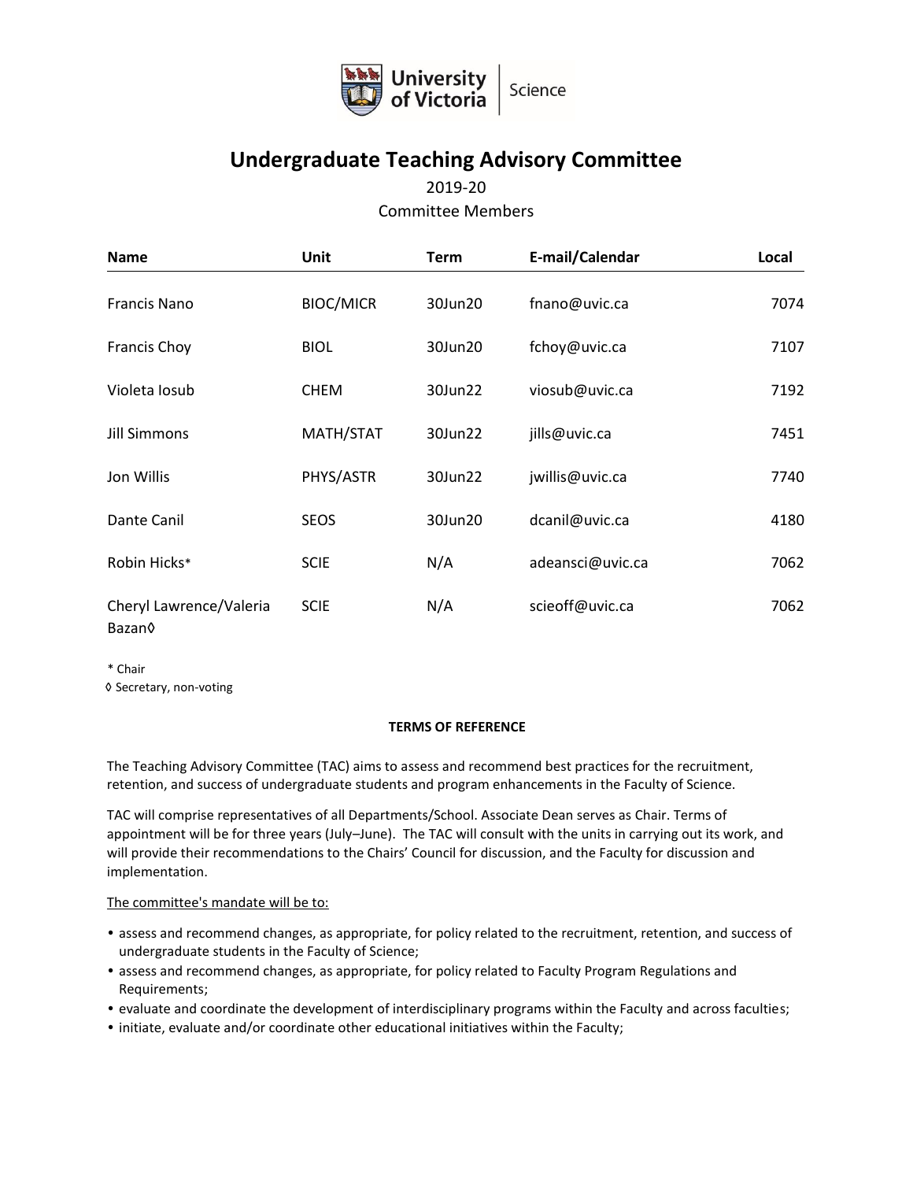# Undergraduate Teaching Advisory Committee

2019-20

Committee Members

| Name | Unit | Term | E-mail/Calendar | Local |
|---|---|---|---|---|
| Francis Nano | BIOC/MICR | 30Jun20 | fnano@uvic.ca | 7074 |
| Francis Choy | BIOL | 30Jun20 | fchoy@uvic.ca | 7107 |
| Violeta Iosub | CHEM | 30Jun22 | viosub@uvic.ca | 7192 |
| Jill Simmons | MATH/STAT | 30Jun22 | jills@uvic.ca | 7451 |
| Jon Willis | PHYS/ASTR | 30Jun22 | jwillis@uvic.ca | 7740 |
| Dante Canil | SEOS | 30Jun20 | dcanil@uvic.ca | 4180 |
| Robin Hicks* | SCIE | N/A | adeansci@uvic.ca | 7062 |
| Cheryl Lawrence/Valeria Bazan◊ | SCIE | N/A | scieoff@uvic.ca | 7062 |

\* Chair

◊ Secretary, non-voting

**TERMS OF REFERENCE**

The Teaching Advisory Committee (TAC) aims to assess and recommend best practices for the recruitment, retention, and success of undergraduate students and program enhancements in the Faculty of Science.

TAC will comprise representatives of all Departments/School. Associate Dean serves as Chair. Terms of appointment will be for three years (July–June). The TAC will consult with the units in carrying out its work, and will provide their recommendations to the Chairs' Council for discussion, and the Faculty for discussion and implementation.

<u>The committee's mandate will be to:</u>

- assess and recommend changes, as appropriate, for policy related to the recruitment, retention, and success of undergraduate students in the Faculty of Science;
- assess and recommend changes, as appropriate, for policy related to Faculty Program Regulations and Requirements;
- evaluate and coordinate the development of interdisciplinary programs within the Faculty and across faculties;
- initiate, evaluate and/or coordinate other educational initiatives within the Faculty;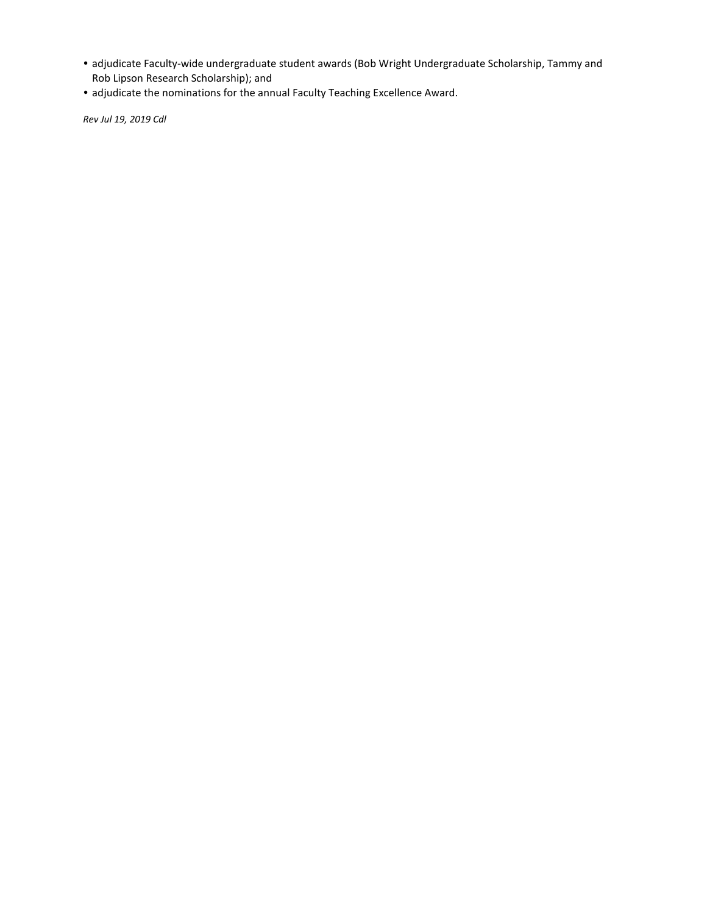- adjudicate Faculty-wide undergraduate student awards (Bob Wright Undergraduate Scholarship, Tammy and Rob Lipson Research Scholarship); and
- adjudicate the nominations for the annual Faculty Teaching Excellence Award.

*Rev Jul 19, 2019 Cdl*